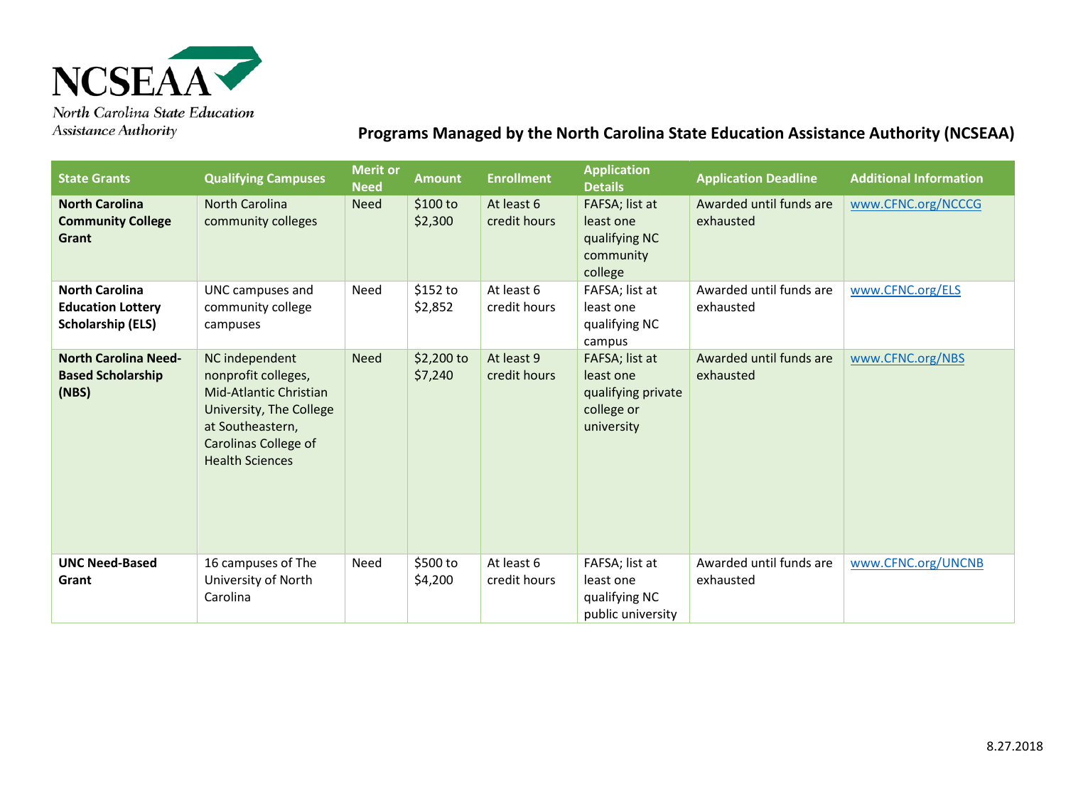NCSEAA

North Carolina State Education Assistance Authority

# Programs Managed by the North Carolina State Education Assistance Authority (NCSEAA)

| State Grants | Qualifying Campuses | Merit or Need | Amount | Enrollment | Application Details | Application Deadline | Additional Information |
|---|---|---|---|---|---|---|---|
| **North Carolina Community College Grant** | North Carolina community colleges | Need | $100 to $2,300 | At least 6 credit hours | FAFSA; list at least one qualifying NC community college | Awarded until funds are exhausted | www.CFNC.org/NCCCG |
| **North Carolina Education Lottery Scholarship (ELS)** | UNC campuses and community college campuses | Need | $152 to $2,852 | At least 6 credit hours | FAFSA; list at least one qualifying NC campus | Awarded until funds are exhausted | www.CFNC.org/ELS |
| **North Carolina Need-Based Scholarship (NBS)** | NC independent nonprofit colleges, Mid-Atlantic Christian University, The College at Southeastern, Carolinas College of Health Sciences | Need | $2,200 to $7,240 | At least 9 credit hours | FAFSA; list at least one qualifying private college or university | Awarded until funds are exhausted | www.CFNC.org/NBS |
| **UNC Need-Based Grant** | 16 campuses of The University of North Carolina | Need | $500 to $4,200 | At least 6 credit hours | FAFSA; list at least one qualifying NC public university | Awarded until funds are exhausted | www.CFNC.org/UNCNB |

8.27.2018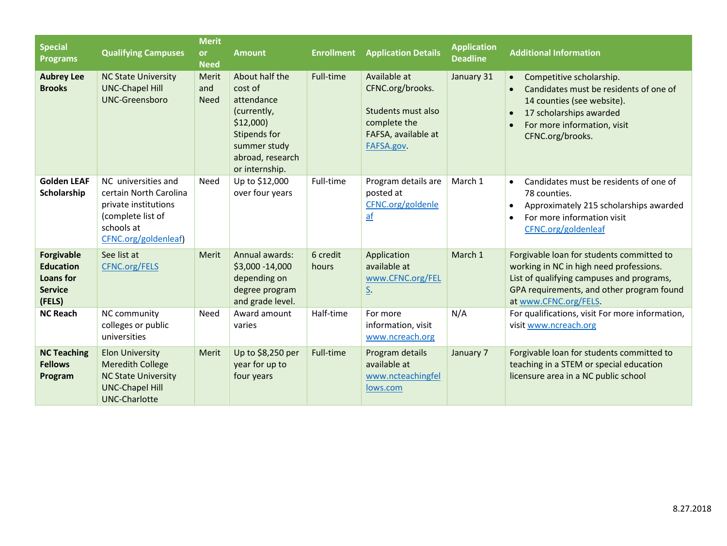| Special Programs | Qualifying Campuses | Merit or Need | Amount | Enrollment | Application Details | Application Deadline | Additional Information |
|---|---|---|---|---|---|---|---|
| **Aubrey Lee Brooks** | NC State University<br>UNC-Chapel Hill<br>UNC-Greensboro | Merit and Need | About half the cost of attendance (currently, $12,000) Stipends for summer study abroad, research or internship. | Full-time | Available at CFNC.org/brooks.<br><br>Students must also complete the FAFSA, available at FAFSA.gov. | January 31 | • Competitive scholarship.<br>• Candidates must be residents of one of 14 counties (see website).<br>• 17 scholarships awarded<br>• For more information, visit CFNC.org/brooks. |
| **Golden LEAF Scholarship** | NC universities and certain North Carolina private institutions (complete list of schools at CFNC.org/goldenleaf) | Need | Up to $12,000 over four years | Full-time | Program details are posted at CFNC.org/goldenleaf | March 1 | • Candidates must be residents of one of 78 counties.<br>• Approximately 215 scholarships awarded<br>• For more information visit CFNC.org/goldenleaf |
| **Forgivable Education Loans for Service (FELS)** | See list at CFNC.org/FELS | Merit | Annual awards: $3,000 -14,000 depending on degree program and grade level. | 6 credit hours | Application available at www.CFNC.org/FELS. | March 1 | Forgivable loan for students committed to working in NC in high need professions. List of qualifying campuses and programs, GPA requirements, and other program found at www.CFNC.org/FELS. |
| **NC Reach** | NC community colleges or public universities | Need | Award amount varies | Half-time | For more information, visit www.ncreach.org | N/A | For qualifications, visit For more information, visit www.ncreach.org |
| **NC Teaching Fellows Program** | Elon University<br>Meredith College<br>NC State University<br>UNC-Chapel Hill<br>UNC-Charlotte | Merit | Up to $8,250 per year for up to four years | Full-time | Program details available at www.ncteachingfellows.com | January 7 | Forgivable loan for students committed to teaching in a STEM or special education licensure area in a NC public school |

8.27.2018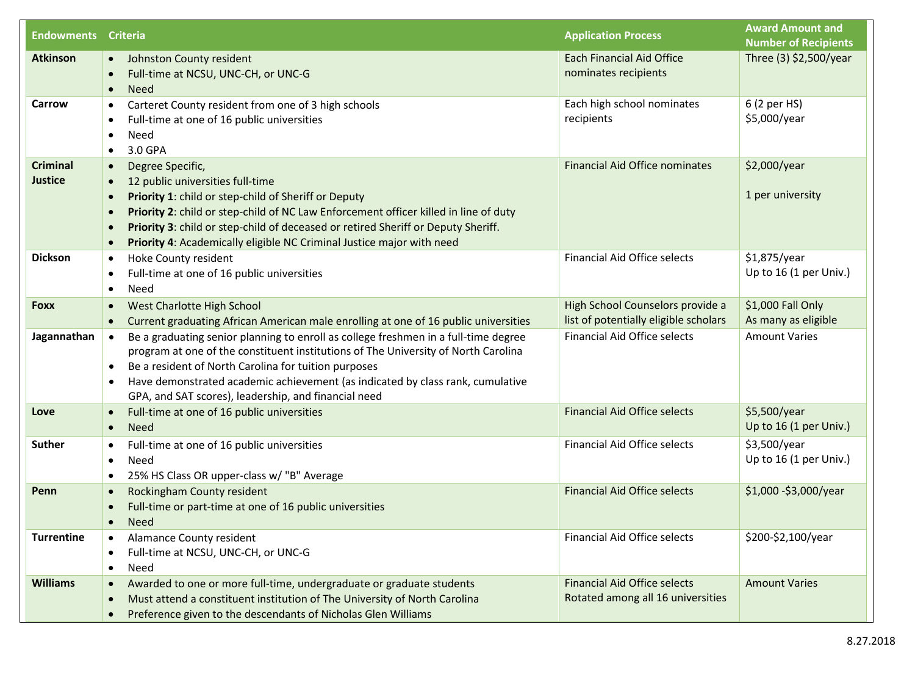| Endowments | Criteria | Application Process | Award Amount and Number of Recipients |
|---|---|---|---|
| **Atkinson** | • Johnston County resident<br>• Full-time at NCSU, UNC-CH, or UNC-G<br>• Need | Each Financial Aid Office nominates recipients | Three (3) $2,500/year |
| **Carrow** | • Carteret County resident from one of 3 high schools<br>• Full-time at one of 16 public universities<br>• Need<br>• 3.0 GPA | Each high school nominates recipients | 6 (2 per HS)<br>$5,000/year |
| **Criminal Justice** | • Degree Specific,<br>• 12 public universities full-time<br>• **Priority 1**: child or step-child of Sheriff or Deputy<br>• **Priority 2**: child or step-child of NC Law Enforcement officer killed in line of duty<br>• **Priority 3**: child or step-child of deceased or retired Sheriff or Deputy Sheriff.<br>• **Priority 4**: Academically eligible NC Criminal Justice major with need | Financial Aid Office nominates | $2,000/year<br><br>1 per university |
| **Dickson** | • Hoke County resident<br>• Full-time at one of 16 public universities<br>• Need | Financial Aid Office selects | $1,875/year<br>Up to 16 (1 per Univ.) |
| **Foxx** | • West Charlotte High School<br>• Current graduating African American male enrolling at one of 16 public universities | High School Counselors provide a list of potentially eligible scholars | $1,000 Fall Only<br>As many as eligible |
| **Jagannathan** | • Be a graduating senior planning to enroll as college freshmen in a full-time degree program at one of the constituent institutions of The University of North Carolina<br>• Be a resident of North Carolina for tuition purposes<br>• Have demonstrated academic achievement (as indicated by class rank, cumulative GPA, and SAT scores), leadership, and financial need | Financial Aid Office selects | Amount Varies |
| **Love** | • Full-time at one of 16 public universities<br>• Need | Financial Aid Office selects | $5,500/year<br>Up to 16 (1 per Univ.) |
| **Suther** | • Full-time at one of 16 public universities<br>• Need<br>• 25% HS Class OR upper-class w/ "B" Average | Financial Aid Office selects | $3,500/year<br>Up to 16 (1 per Univ.) |
| **Penn** | • Rockingham County resident<br>• Full-time or part-time at one of 16 public universities<br>• Need | Financial Aid Office selects | $1,000 -$3,000/year |
| **Turrentine** | • Alamance County resident<br>• Full-time at NCSU, UNC-CH, or UNC-G<br>• Need | Financial Aid Office selects | $200-$2,100/year |
| **Williams** | • Awarded to one or more full-time, undergraduate or graduate students<br>• Must attend a constituent institution of The University of North Carolina<br>• Preference given to the descendants of Nicholas Glen Williams | Financial Aid Office selects<br>Rotated among all 16 universities | Amount Varies |

8.27.2018